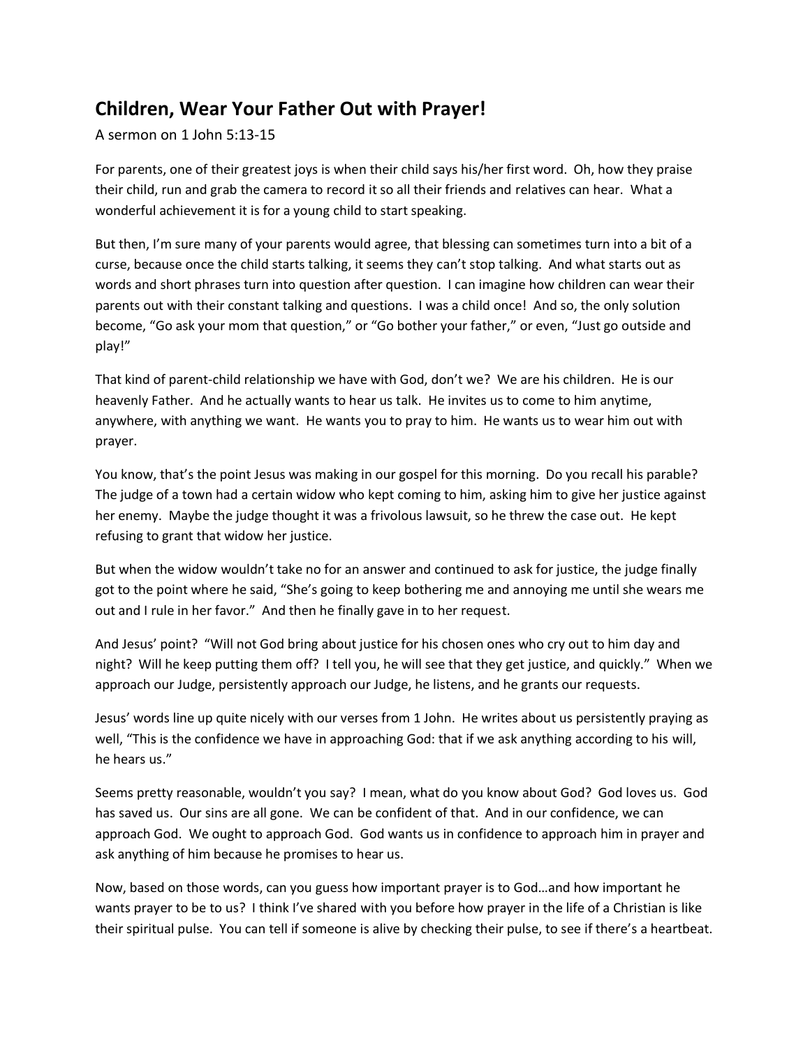# Children, Wear Your Father Out with Prayer!

A sermon on 1 John 5:13-15

For parents, one of their greatest joys is when their child says his/her first word. Oh, how they praise their child, run and grab the camera to record it so all their friends and relatives can hear. What a wonderful achievement it is for a young child to start speaking.

But then, I'm sure many of your parents would agree, that blessing can sometimes turn into a bit of a curse, because once the child starts talking, it seems they can't stop talking. And what starts out as words and short phrases turn into question after question. I can imagine how children can wear their parents out with their constant talking and questions. I was a child once! And so, the only solution become, "Go ask your mom that question," or "Go bother your father," or even, "Just go outside and play!"

That kind of parent-child relationship we have with God, don't we? We are his children. He is our heavenly Father. And he actually wants to hear us talk. He invites us to come to him anytime, anywhere, with anything we want. He wants you to pray to him. He wants us to wear him out with prayer.

You know, that's the point Jesus was making in our gospel for this morning. Do you recall his parable? The judge of a town had a certain widow who kept coming to him, asking him to give her justice against her enemy. Maybe the judge thought it was a frivolous lawsuit, so he threw the case out. He kept refusing to grant that widow her justice.

But when the widow wouldn't take no for an answer and continued to ask for justice, the judge finally got to the point where he said, "She's going to keep bothering me and annoying me until she wears me out and I rule in her favor." And then he finally gave in to her request.

And Jesus' point? "Will not God bring about justice for his chosen ones who cry out to him day and night? Will he keep putting them off? I tell you, he will see that they get justice, and quickly." When we approach our Judge, persistently approach our Judge, he listens, and he grants our requests.

Jesus' words line up quite nicely with our verses from 1 John. He writes about us persistently praying as well, "This is the confidence we have in approaching God: that if we ask anything according to his will, he hears us."

Seems pretty reasonable, wouldn't you say? I mean, what do you know about God? God loves us. God has saved us. Our sins are all gone. We can be confident of that. And in our confidence, we can approach God. We ought to approach God. God wants us in confidence to approach him in prayer and ask anything of him because he promises to hear us.

Now, based on those words, can you guess how important prayer is to God…and how important he wants prayer to be to us? I think I've shared with you before how prayer in the life of a Christian is like their spiritual pulse. You can tell if someone is alive by checking their pulse, to see if there's a heartbeat.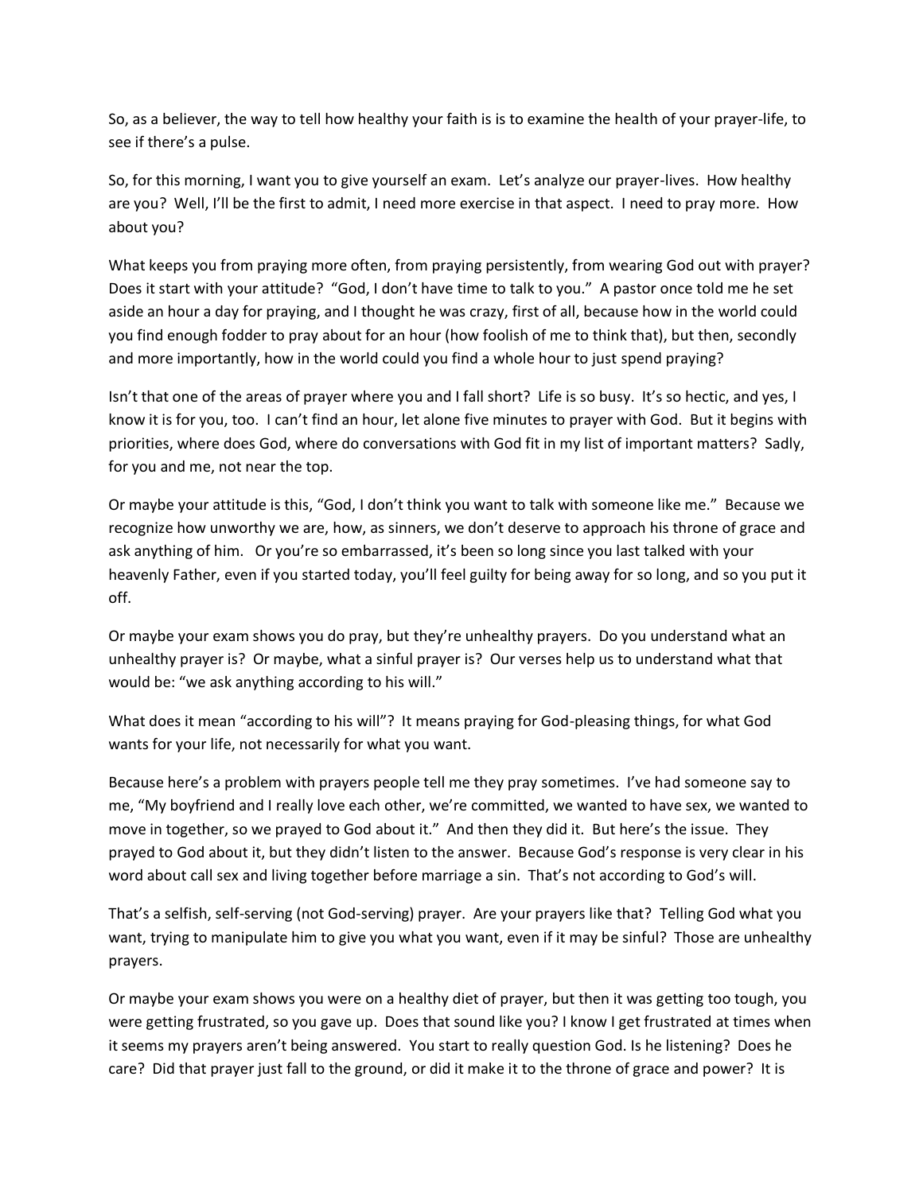So, as a believer, the way to tell how healthy your faith is is to examine the health of your prayer-life, to see if there's a pulse.

So, for this morning, I want you to give yourself an exam. Let's analyze our prayer-lives. How healthy are you? Well, I'll be the first to admit, I need more exercise in that aspect. I need to pray more. How about you?

What keeps you from praying more often, from praying persistently, from wearing God out with prayer? Does it start with your attitude? "God, I don't have time to talk to you." A pastor once told me he set aside an hour a day for praying, and I thought he was crazy, first of all, because how in the world could you find enough fodder to pray about for an hour (how foolish of me to think that), but then, secondly and more importantly, how in the world could you find a whole hour to just spend praying?

Isn't that one of the areas of prayer where you and I fall short? Life is so busy. It's so hectic, and yes, I know it is for you, too. I can't find an hour, let alone five minutes to prayer with God. But it begins with priorities, where does God, where do conversations with God fit in my list of important matters? Sadly, for you and me, not near the top.

Or maybe your attitude is this, "God, I don't think you want to talk with someone like me." Because we recognize how unworthy we are, how, as sinners, we don't deserve to approach his throne of grace and ask anything of him. Or you're so embarrassed, it's been so long since you last talked with your heavenly Father, even if you started today, you'll feel guilty for being away for so long, and so you put it off.

Or maybe your exam shows you do pray, but they're unhealthy prayers. Do you understand what an unhealthy prayer is? Or maybe, what a sinful prayer is? Our verses help us to understand what that would be: "we ask anything according to his will."

What does it mean "according to his will"? It means praying for God-pleasing things, for what God wants for your life, not necessarily for what you want.

Because here's a problem with prayers people tell me they pray sometimes. I've had someone say to me, "My boyfriend and I really love each other, we're committed, we wanted to have sex, we wanted to move in together, so we prayed to God about it." And then they did it. But here's the issue. They prayed to God about it, but they didn't listen to the answer. Because God's response is very clear in his word about call sex and living together before marriage a sin. That's not according to God's will.

That's a selfish, self-serving (not God-serving) prayer. Are your prayers like that? Telling God what you want, trying to manipulate him to give you what you want, even if it may be sinful? Those are unhealthy prayers.

Or maybe your exam shows you were on a healthy diet of prayer, but then it was getting too tough, you were getting frustrated, so you gave up. Does that sound like you? I know I get frustrated at times when it seems my prayers aren't being answered. You start to really question God. Is he listening? Does he care? Did that prayer just fall to the ground, or did it make it to the throne of grace and power? It is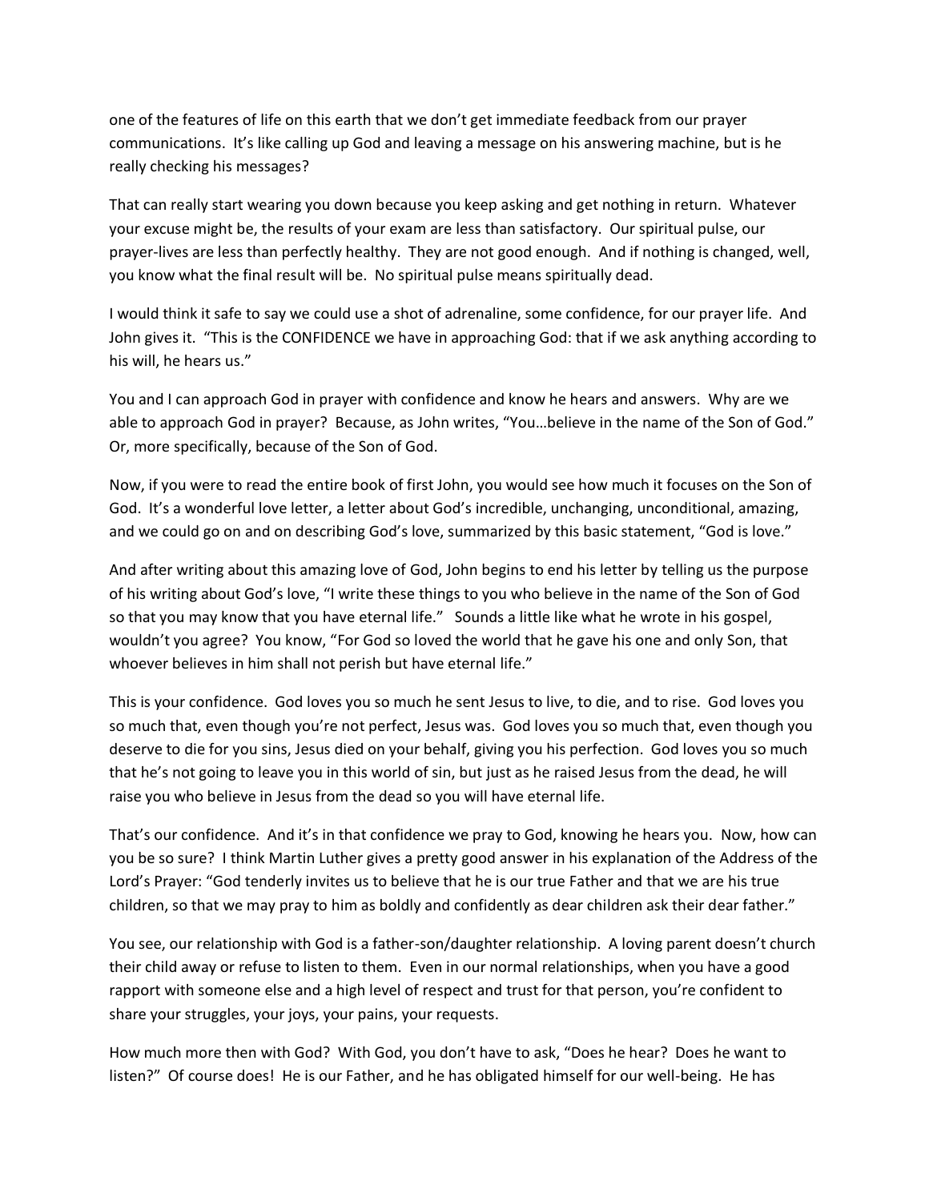one of the features of life on this earth that we don't get immediate feedback from our prayer communications. It's like calling up God and leaving a message on his answering machine, but is he really checking his messages?

That can really start wearing you down because you keep asking and get nothing in return. Whatever your excuse might be, the results of your exam are less than satisfactory. Our spiritual pulse, our prayer-lives are less than perfectly healthy. They are not good enough. And if nothing is changed, well, you know what the final result will be. No spiritual pulse means spiritually dead.

I would think it safe to say we could use a shot of adrenaline, some confidence, for our prayer life. And John gives it. "This is the CONFIDENCE we have in approaching God: that if we ask anything according to his will, he hears us."

You and I can approach God in prayer with confidence and know he hears and answers. Why are we able to approach God in prayer? Because, as John writes, "You…believe in the name of the Son of God." Or, more specifically, because of the Son of God.

Now, if you were to read the entire book of first John, you would see how much it focuses on the Son of God. It's a wonderful love letter, a letter about God's incredible, unchanging, unconditional, amazing, and we could go on and on describing God's love, summarized by this basic statement, "God is love."

And after writing about this amazing love of God, John begins to end his letter by telling us the purpose of his writing about God's love, "I write these things to you who believe in the name of the Son of God so that you may know that you have eternal life." Sounds a little like what he wrote in his gospel, wouldn't you agree? You know, "For God so loved the world that he gave his one and only Son, that whoever believes in him shall not perish but have eternal life."

This is your confidence. God loves you so much he sent Jesus to live, to die, and to rise. God loves you so much that, even though you're not perfect, Jesus was. God loves you so much that, even though you deserve to die for you sins, Jesus died on your behalf, giving you his perfection. God loves you so much that he's not going to leave you in this world of sin, but just as he raised Jesus from the dead, he will raise you who believe in Jesus from the dead so you will have eternal life.

That's our confidence. And it's in that confidence we pray to God, knowing he hears you. Now, how can you be so sure? I think Martin Luther gives a pretty good answer in his explanation of the Address of the Lord's Prayer: "God tenderly invites us to believe that he is our true Father and that we are his true children, so that we may pray to him as boldly and confidently as dear children ask their dear father."

You see, our relationship with God is a father-son/daughter relationship. A loving parent doesn't church their child away or refuse to listen to them. Even in our normal relationships, when you have a good rapport with someone else and a high level of respect and trust for that person, you're confident to share your struggles, your joys, your pains, your requests.

How much more then with God? With God, you don't have to ask, "Does he hear? Does he want to listen?" Of course does! He is our Father, and he has obligated himself for our well-being. He has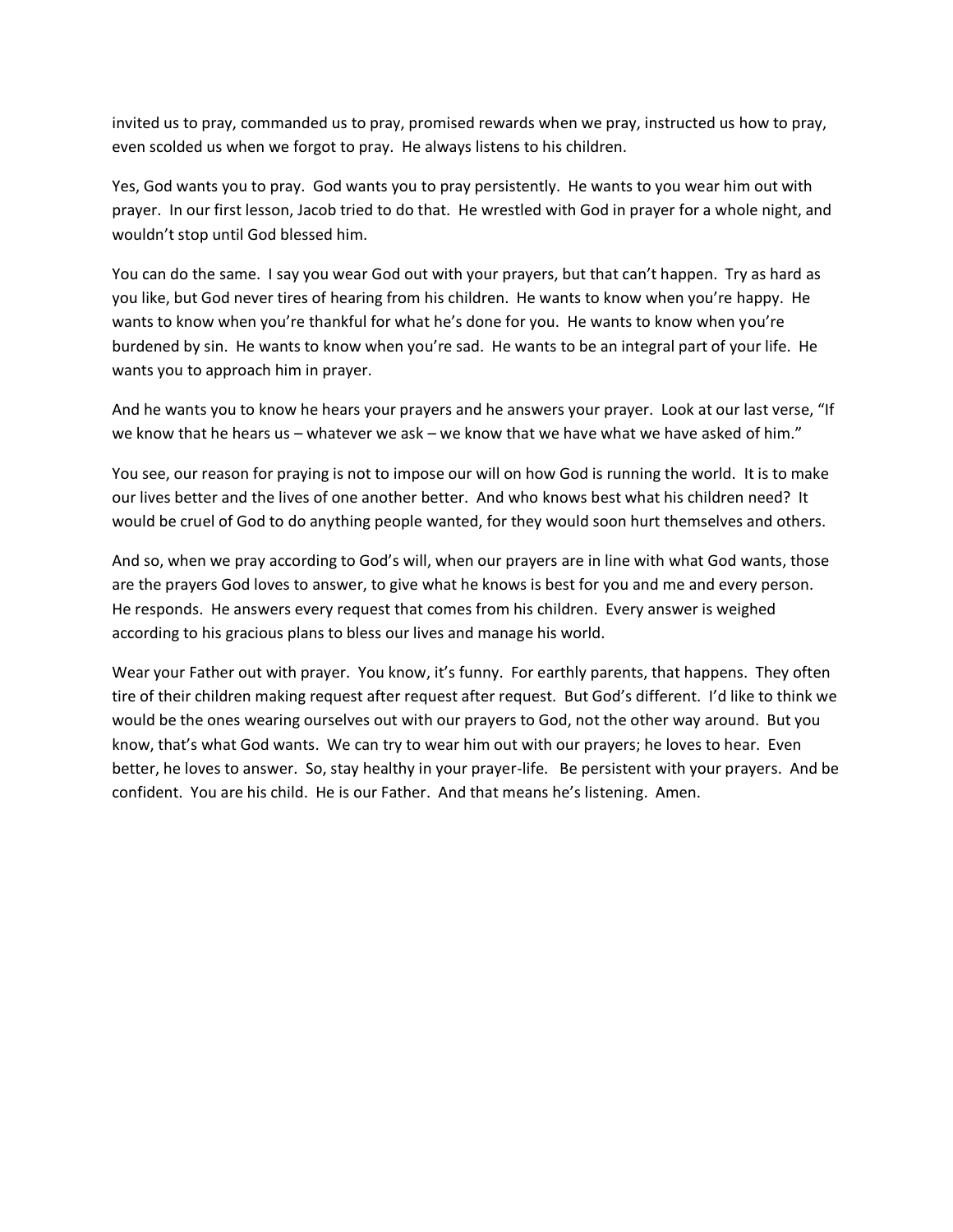invited us to pray, commanded us to pray, promised rewards when we pray, instructed us how to pray, even scolded us when we forgot to pray. He always listens to his children.

Yes, God wants you to pray. God wants you to pray persistently. He wants to you wear him out with prayer. In our first lesson, Jacob tried to do that. He wrestled with God in prayer for a whole night, and wouldn't stop until God blessed him.

You can do the same. I say you wear God out with your prayers, but that can't happen. Try as hard as you like, but God never tires of hearing from his children. He wants to know when you're happy. He wants to know when you're thankful for what he's done for you. He wants to know when you're burdened by sin. He wants to know when you're sad. He wants to be an integral part of your life. He wants you to approach him in prayer.

And he wants you to know he hears your prayers and he answers your prayer. Look at our last verse, "If we know that he hears us – whatever we ask – we know that we have what we have asked of him."

You see, our reason for praying is not to impose our will on how God is running the world. It is to make our lives better and the lives of one another better. And who knows best what his children need? It would be cruel of God to do anything people wanted, for they would soon hurt themselves and others.

And so, when we pray according to God's will, when our prayers are in line with what God wants, those are the prayers God loves to answer, to give what he knows is best for you and me and every person. He responds. He answers every request that comes from his children. Every answer is weighed according to his gracious plans to bless our lives and manage his world.

Wear your Father out with prayer. You know, it's funny. For earthly parents, that happens. They often tire of their children making request after request after request. But God's different. I'd like to think we would be the ones wearing ourselves out with our prayers to God, not the other way around. But you know, that's what God wants. We can try to wear him out with our prayers; he loves to hear. Even better, he loves to answer. So, stay healthy in your prayer-life. Be persistent with your prayers. And be confident. You are his child. He is our Father. And that means he's listening. Amen.